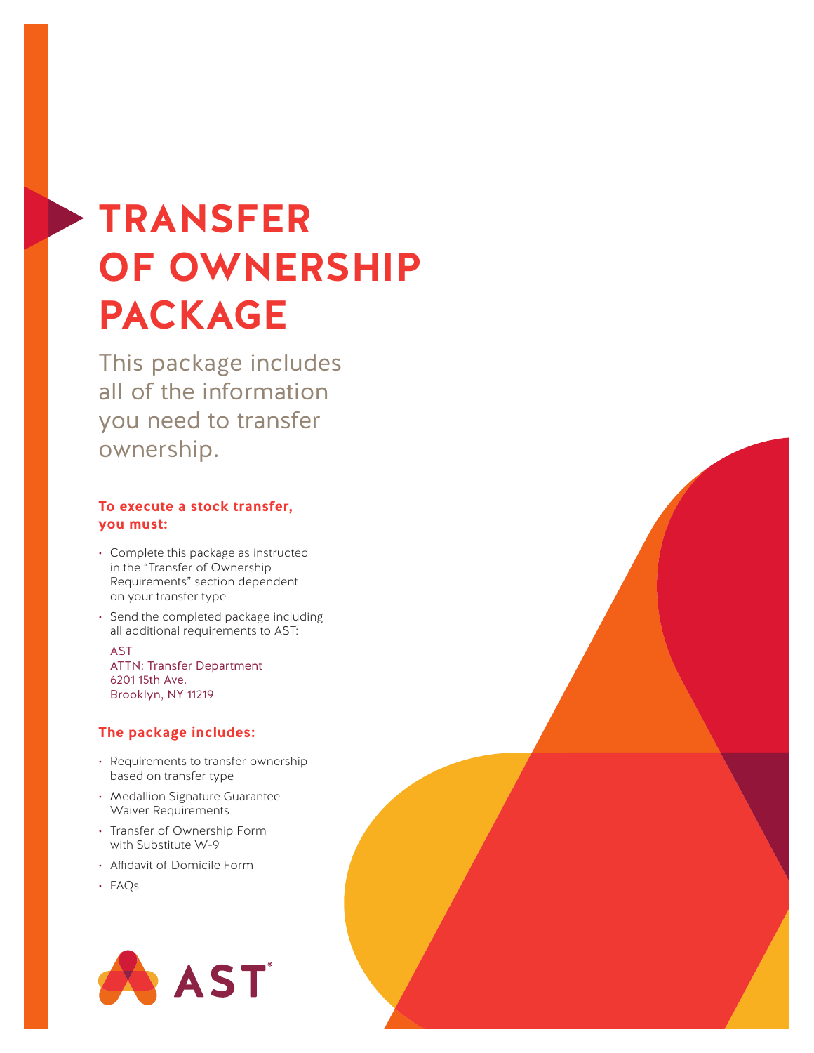# TRANSFER OF OWNERSHIP PACKAGE

This package includes all of the information you need to transfer ownership.

### To execute a stock transfer, you must:

- Complete this package as instructed in the "Transfer of Ownership Requirements" section dependent on your transfer type
- Send the completed package including all additional requirements to AST:

  AST
  ATTN: Transfer Department
  6201 15th Ave.
  Brooklyn, NY 11219

### The package includes:

- Requirements to transfer ownership based on transfer type
- Medallion Signature Guarantee Waiver Requirements
- Transfer of Ownership Form with Substitute W-9
- Affidavit of Domicile Form
- FAQs

AST®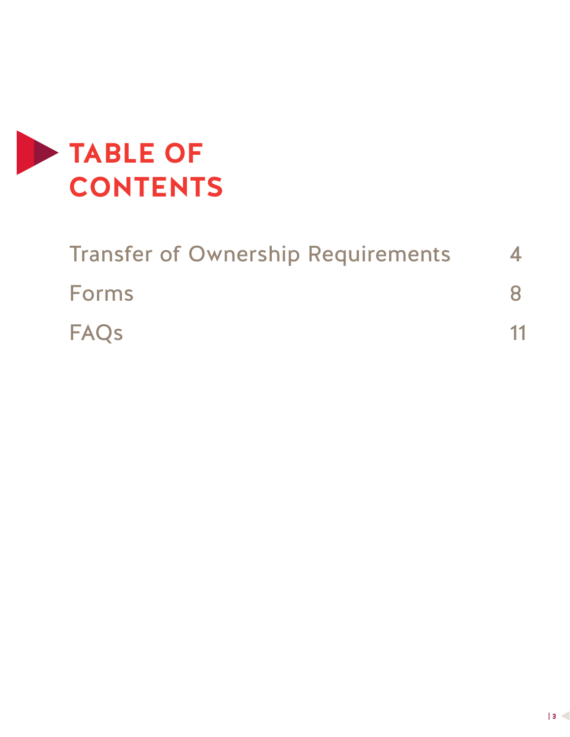# TABLE OF CONTENTS

| | |
|---|---|
| Transfer of Ownership Requirements | 4 |
| Forms | 8 |
| FAQs | 11 |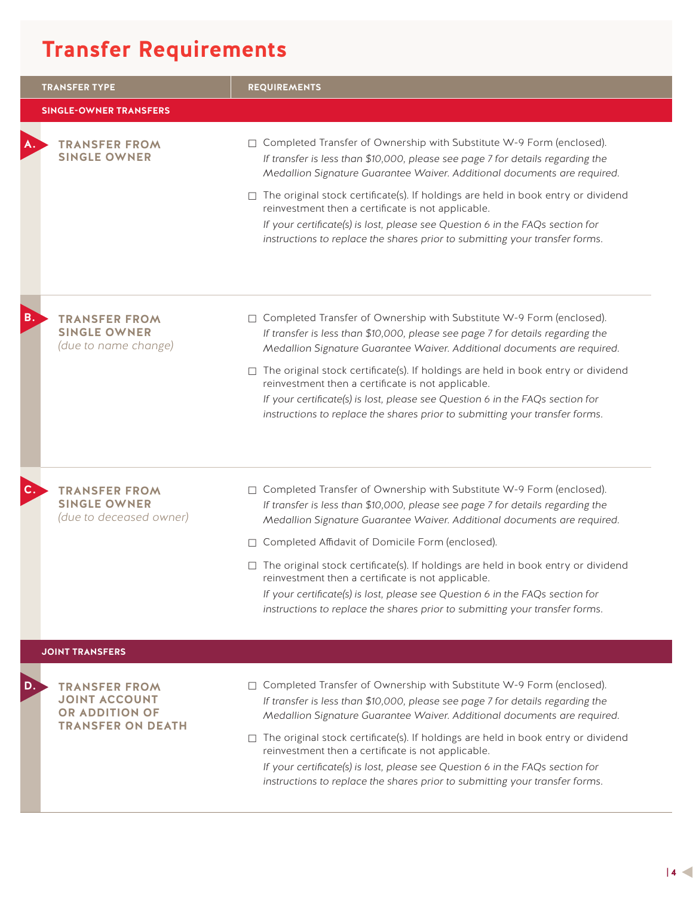# Transfer Requirements

| TRANSFER TYPE | REQUIREMENTS |
|---|---|
| **SINGLE-OWNER TRANSFERS** | |
| **A. TRANSFER FROM SINGLE OWNER** | ☐ Completed Transfer of Ownership with Substitute W-9 Form (enclosed). *If transfer is less than $10,000, please see page 7 for details regarding the Medallion Signature Guarantee Waiver. Additional documents are required.*<br>☐ The original stock certificate(s). If holdings are held in book entry or dividend reinvestment then a certificate is not applicable. *If your certificate(s) is lost, please see Question 6 in the FAQs section for instructions to replace the shares prior to submitting your transfer forms.* |
| **B. TRANSFER FROM SINGLE OWNER** *(due to name change)* | ☐ Completed Transfer of Ownership with Substitute W-9 Form (enclosed). *If transfer is less than $10,000, please see page 7 for details regarding the Medallion Signature Guarantee Waiver. Additional documents are required.*<br>☐ The original stock certificate(s). If holdings are held in book entry or dividend reinvestment then a certificate is not applicable. *If your certificate(s) is lost, please see Question 6 in the FAQs section for instructions to replace the shares prior to submitting your transfer forms.* |
| **C. TRANSFER FROM SINGLE OWNER** *(due to deceased owner)* | ☐ Completed Transfer of Ownership with Substitute W-9 Form (enclosed). *If transfer is less than $10,000, please see page 7 for details regarding the Medallion Signature Guarantee Waiver. Additional documents are required.*<br>☐ Completed Affidavit of Domicile Form (enclosed).<br>☐ The original stock certificate(s). If holdings are held in book entry or dividend reinvestment then a certificate is not applicable. *If your certificate(s) is lost, please see Question 6 in the FAQs section for instructions to replace the shares prior to submitting your transfer forms.* |
| **JOINT TRANSFERS** | |
| **D. TRANSFER FROM JOINT ACCOUNT OR ADDITION OF TRANSFER ON DEATH** | ☐ Completed Transfer of Ownership with Substitute W-9 Form (enclosed). *If transfer is less than $10,000, please see page 7 for details regarding the Medallion Signature Guarantee Waiver. Additional documents are required.*<br>☐ The original stock certificate(s). If holdings are held in book entry or dividend reinvestment then a certificate is not applicable. *If your certificate(s) is lost, please see Question 6 in the FAQs section for instructions to replace the shares prior to submitting your transfer forms.* |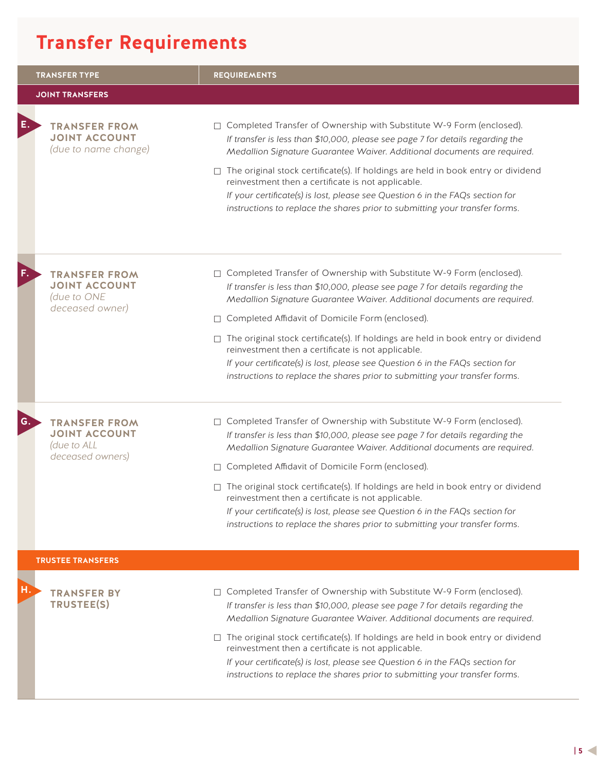# Transfer Requirements

| TRANSFER TYPE | REQUIREMENTS |
|---|---|
| **JOINT TRANSFERS** | |
| **E. TRANSFER FROM JOINT ACCOUNT** *(due to name change)* | ☐ Completed Transfer of Ownership with Substitute W-9 Form (enclosed). *If transfer is less than $10,000, please see page 7 for details regarding the Medallion Signature Guarantee Waiver. Additional documents are required.*<br><br>☐ The original stock certificate(s). If holdings are held in book entry or dividend reinvestment then a certificate is not applicable. *If your certificate(s) is lost, please see Question 6 in the FAQs section for instructions to replace the shares prior to submitting your transfer forms.* |
| **F. TRANSFER FROM JOINT ACCOUNT** *(due to ONE deceased owner)* | ☐ Completed Transfer of Ownership with Substitute W-9 Form (enclosed). *If transfer is less than $10,000, please see page 7 for details regarding the Medallion Signature Guarantee Waiver. Additional documents are required.*<br><br>☐ Completed Affidavit of Domicile Form (enclosed).<br><br>☐ The original stock certificate(s). If holdings are held in book entry or dividend reinvestment then a certificate is not applicable. *If your certificate(s) is lost, please see Question 6 in the FAQs section for instructions to replace the shares prior to submitting your transfer forms.* |
| **G. TRANSFER FROM JOINT ACCOUNT** *(due to ALL deceased owners)* | ☐ Completed Transfer of Ownership with Substitute W-9 Form (enclosed). *If transfer is less than $10,000, please see page 7 for details regarding the Medallion Signature Guarantee Waiver. Additional documents are required.*<br><br>☐ Completed Affidavit of Domicile Form (enclosed).<br><br>☐ The original stock certificate(s). If holdings are held in book entry or dividend reinvestment then a certificate is not applicable. *If your certificate(s) is lost, please see Question 6 in the FAQs section for instructions to replace the shares prior to submitting your transfer forms.* |
| **TRUSTEE TRANSFERS** | |
| **H. TRANSFER BY TRUSTEE(S)** | ☐ Completed Transfer of Ownership with Substitute W-9 Form (enclosed). *If transfer is less than $10,000, please see page 7 for details regarding the Medallion Signature Guarantee Waiver. Additional documents are required.*<br><br>☐ The original stock certificate(s). If holdings are held in book entry or dividend reinvestment then a certificate is not applicable. *If your certificate(s) is lost, please see Question 6 in the FAQs section for instructions to replace the shares prior to submitting your transfer forms.* |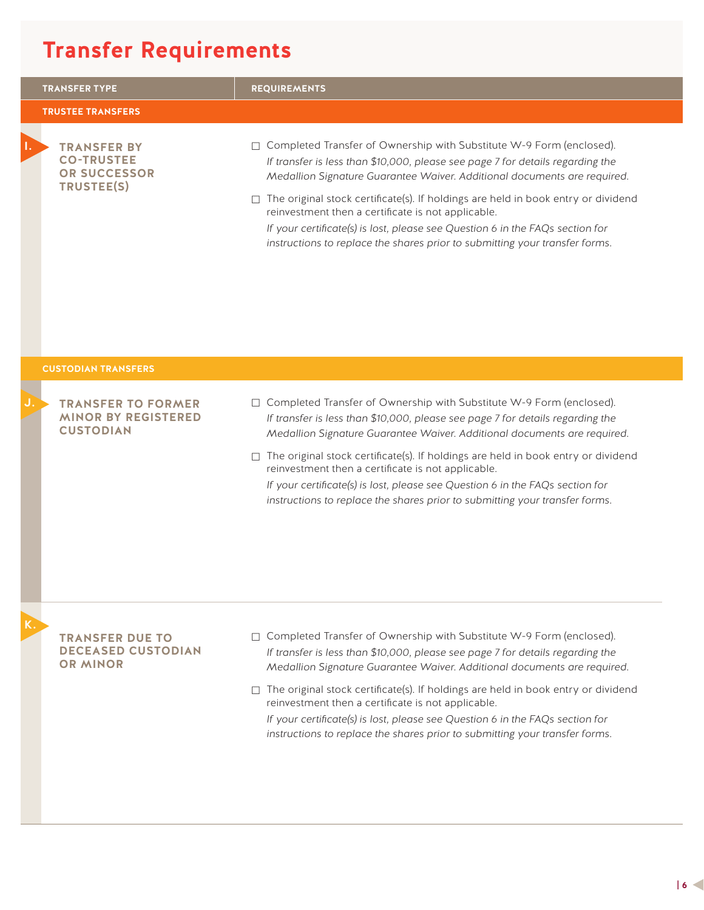# Transfer Requirements

| TRANSFER TYPE | REQUIREMENTS |
|---|---|
| **TRUSTEE TRANSFERS** | |
| **I. TRANSFER BY CO-TRUSTEE OR SUCCESSOR TRUSTEE(S)** | ☐ Completed Transfer of Ownership with Substitute W-9 Form (enclosed). *If transfer is less than $10,000, please see page 7 for details regarding the Medallion Signature Guarantee Waiver. Additional documents are required.*<br><br>☐ The original stock certificate(s). If holdings are held in book entry or dividend reinvestment then a certificate is not applicable. *If your certificate(s) is lost, please see Question 6 in the FAQs section for instructions to replace the shares prior to submitting your transfer forms.* |
| **CUSTODIAN TRANSFERS** | |
| **J. TRANSFER TO FORMER MINOR BY REGISTERED CUSTODIAN** | ☐ Completed Transfer of Ownership with Substitute W-9 Form (enclosed). *If transfer is less than $10,000, please see page 7 for details regarding the Medallion Signature Guarantee Waiver. Additional documents are required.*<br><br>☐ The original stock certificate(s). If holdings are held in book entry or dividend reinvestment then a certificate is not applicable. *If your certificate(s) is lost, please see Question 6 in the FAQs section for instructions to replace the shares prior to submitting your transfer forms.* |
| **K. TRANSFER DUE TO DECEASED CUSTODIAN OR MINOR** | ☐ Completed Transfer of Ownership with Substitute W-9 Form (enclosed). *If transfer is less than $10,000, please see page 7 for details regarding the Medallion Signature Guarantee Waiver. Additional documents are required.*<br><br>☐ The original stock certificate(s). If holdings are held in book entry or dividend reinvestment then a certificate is not applicable. *If your certificate(s) is lost, please see Question 6 in the FAQs section for instructions to replace the shares prior to submitting your transfer forms.* |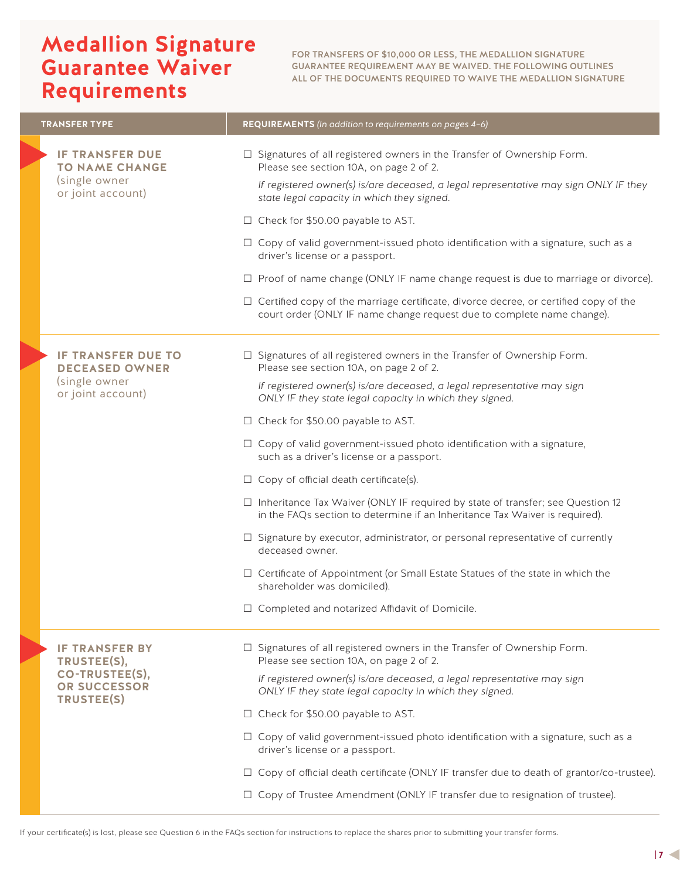# Medallion Signature Guarantee Waiver Requirements

**FOR TRANSFERS OF $10,000 OR LESS, THE MEDALLION SIGNATURE GUARANTEE REQUIREMENT MAY BE WAIVED. THE FOLLOWING OUTLINES ALL OF THE DOCUMENTS REQUIRED TO WAIVE THE MEDALLION SIGNATURE**

| TRANSFER TYPE | REQUIREMENTS *(In addition to requirements on pages 4–6)* |
|---|---|
| **IF TRANSFER DUE TO NAME CHANGE** (single owner or joint account) | ☐ Signatures of all registered owners in the Transfer of Ownership Form. Please see section 10A, on page 2 of 2. *If registered owner(s) is/are deceased, a legal representative may sign ONLY IF they state legal capacity in which they signed.*<br>☐ Check for $50.00 payable to AST.<br>☐ Copy of valid government-issued photo identification with a signature, such as a driver's license or a passport.<br>☐ Proof of name change (ONLY IF name change request is due to marriage or divorce).<br>☐ Certified copy of the marriage certificate, divorce decree, or certified copy of the court order (ONLY IF name change request due to complete name change). |
| **IF TRANSFER DUE TO DECEASED OWNER** (single owner or joint account) | ☐ Signatures of all registered owners in the Transfer of Ownership Form. Please see section 10A, on page 2 of 2. *If registered owner(s) is/are deceased, a legal representative may sign ONLY IF they state legal capacity in which they signed.*<br>☐ Check for $50.00 payable to AST.<br>☐ Copy of valid government-issued photo identification with a signature, such as a driver's license or a passport.<br>☐ Copy of official death certificate(s).<br>☐ Inheritance Tax Waiver (ONLY IF required by state of transfer; see Question 12 in the FAQs section to determine if an Inheritance Tax Waiver is required).<br>☐ Signature by executor, administrator, or personal representative of currently deceased owner.<br>☐ Certificate of Appointment (or Small Estate Statues of the state in which the shareholder was domiciled).<br>☐ Completed and notarized Affidavit of Domicile. |
| **IF TRANSFER BY TRUSTEE(S), CO-TRUSTEE(S), OR SUCCESSOR TRUSTEE(S)** | ☐ Signatures of all registered owners in the Transfer of Ownership Form. Please see section 10A, on page 2 of 2. *If registered owner(s) is/are deceased, a legal representative may sign ONLY IF they state legal capacity in which they signed.*<br>☐ Check for $50.00 payable to AST.<br>☐ Copy of valid government-issued photo identification with a signature, such as a driver's license or a passport.<br>☐ Copy of official death certificate (ONLY IF transfer due to death of grantor/co-trustee).<br>☐ Copy of Trustee Amendment (ONLY IF transfer due to resignation of trustee). |

If your certificate(s) is lost, please see Question 6 in the FAQs section for instructions to replace the shares prior to submitting your transfer forms.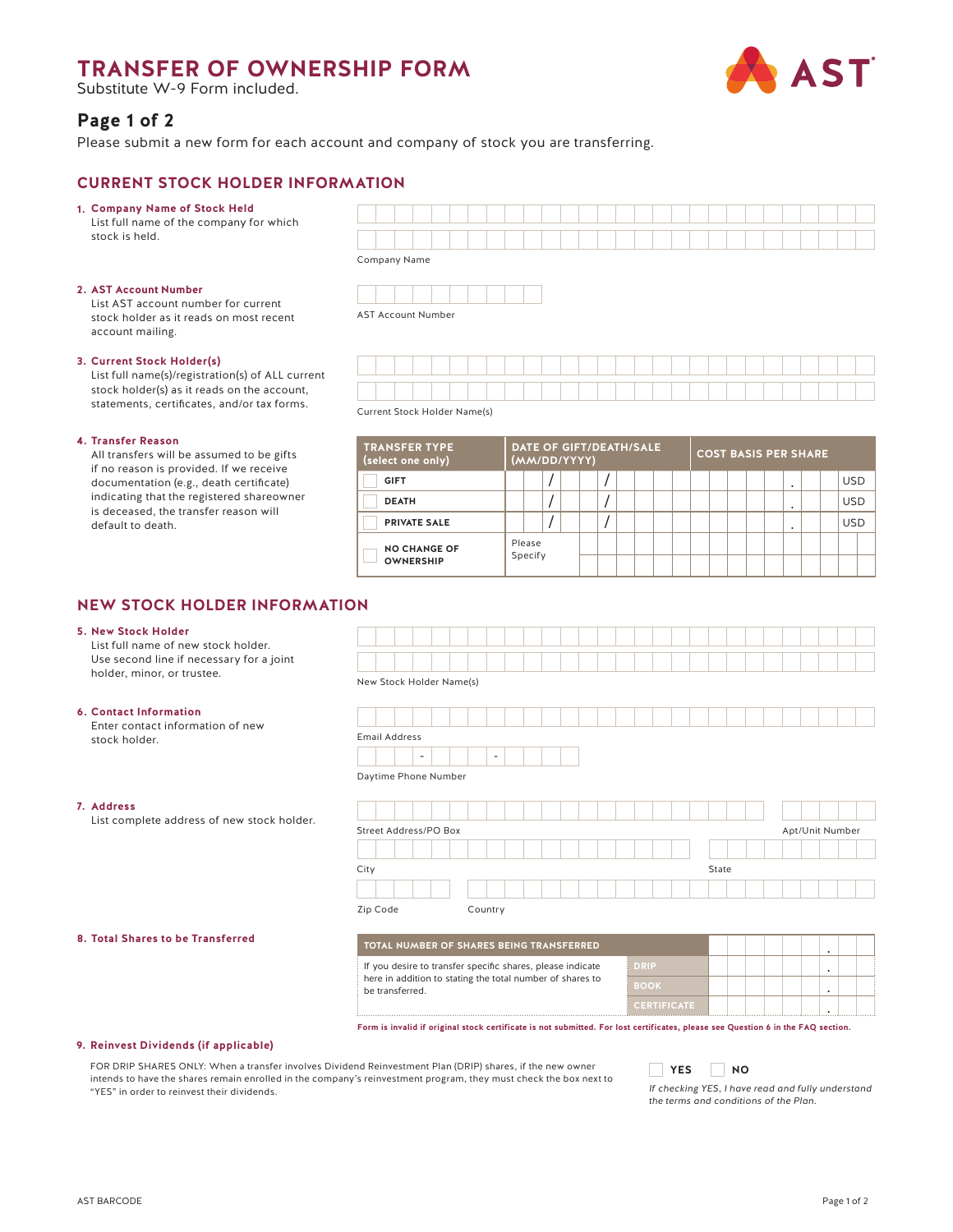# TRANSFER OF OWNERSHIP FORM

Substitute W-9 Form included.

AST

## Page 1 of 2

Please submit a new form for each account and company of stock you are transferring.

## CURRENT STOCK HOLDER INFORMATION

**1. Company Name of Stock Held**
List full name of the company for which stock is held.

Company Name

**2. AST Account Number**
List AST account number for current stock holder as it reads on most recent account mailing.

AST Account Number

**3. Current Stock Holder(s)**
List full name(s)/registration(s) of ALL current stock holder(s) as it reads on the account, statements, certificates, and/or tax forms.

Current Stock Holder Name(s)

**4. Transfer Reason**
All transfers will be assumed to be gifts if no reason is provided. If we receive documentation (e.g., death certificate) indicating that the registered shareowner is deceased, the transfer reason will default to death.

| TRANSFER TYPE (select only one) | DATE OF GIFT/DEATH/SALE (MM/DD/YYYY) | COST BASIS PER SHARE |
|---|---|---|
| ☐ GIFT | / / | . USD |
| ☐ DEATH | / / | . USD |
| ☐ PRIVATE SALE | / / | . USD |
| ☐ NO CHANGE OF OWNERSHIP | Please Specify | |

## NEW STOCK HOLDER INFORMATION

**5. New Stock Holder**
List full name of new stock holder. Use second line if necessary for a joint holder, minor, or trustee.

New Stock Holder Name(s)

**6. Contact Information**
Enter contact information of new stock holder.

Email Address

- -

Daytime Phone Number

**7. Address**
List complete address of new stock holder.

Street Address/PO Box — Apt/Unit Number

City — State

Zip Code — Country

**8. Total Shares to be Transferred**

| TOTAL NUMBER OF SHARES BEING TRANSFERRED | | . |
|---|---|---|
| If you desire to transfer specific shares, please indicate here in addition to stating the total number of shares to be transferred. | DRIP | . |
| | BOOK | . |
| | CERTIFICATE | . |

**Form is invalid if original stock certificate is not submitted. For lost certificates, please see Question 6 in the FAQ section.**

**9. Reinvest Dividends (if applicable)**

FOR DRIP SHARES ONLY: When a transfer involves Dividend Reinvestment Plan (DRIP) shares, if the new owner intends to have the shares remain enrolled in the company's reinvestment program, they must check the box next to "YES" in order to reinvest their dividends.

☐ **YES** ☐ **NO**

*If checking YES, I have read and fully understand the terms and conditions of the Plan.*

AST BARCODE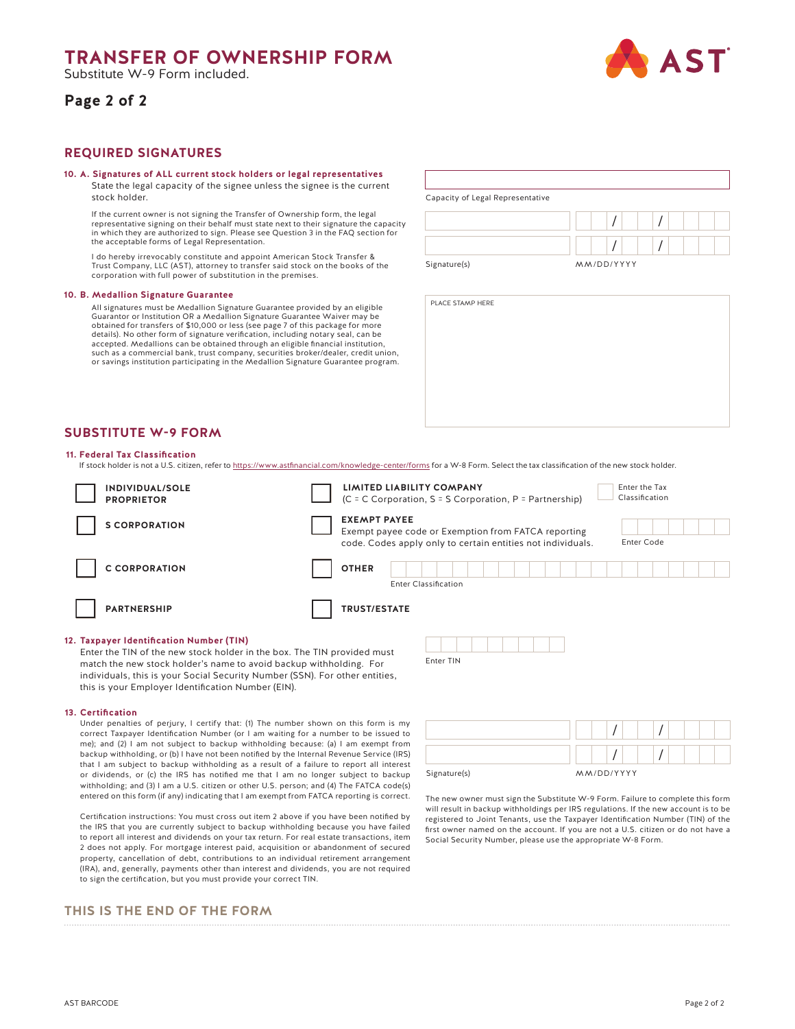# TRANSFER OF OWNERSHIP FORM

Substitute W-9 Form included.

**Page 2 of 2**

## REQUIRED SIGNATURES

### 10. A. Signatures of ALL current stock holders or legal representatives

State the legal capacity of the signee unless the signee is the current stock holder.

If the current owner is not signing the Transfer of Ownership form, the legal representative signing on their behalf must state next to their signature the capacity in which they are authorized to sign. Please see Question 3 in the FAQ section for the acceptable forms of Legal Representation.

I do hereby irrevocably constitute and appoint American Stock Transfer & Trust Company, LLC (AST), attorney to transfer said stock on the books of the corporation with full power of substitution in the premises.

Capacity of Legal Representative

| Signature(s) | MM/DD/YYYY |
|---|---|
| | / / |
| | / / |

### 10. B. Medallion Signature Guarantee

All signatures must be Medallion Signature Guarantee provided by an eligible Guarantor or Institution OR a Medallion Signature Guarantee Waiver may be obtained for transfers of $10,000 or less (see page 7 of this package for more details). No other form of signature verification, including notary seal, can be accepted. Medallions can be obtained through an eligible financial institution, such as a commercial bank, trust company, securities broker/dealer, credit union, or savings institution participating in the Medallion Signature Guarantee program.

PLACE STAMP HERE

## SUBSTITUTE W-9 FORM

### 11. Federal Tax Classification

If stock holder is not a U.S. citizen, refer to https://www.astfinancial.com/knowledge-center/forms for a W-8 Form. Select the tax classification of the new stock holder.

- ☐ **INDIVIDUAL/SOLE PROPRIETOR**
- ☐ **S CORPORATION**
- ☐ **C CORPORATION**
- ☐ **PARTNERSHIP**
- ☐ **LIMITED LIABILITY COMPANY** (C = C Corporation, S = S Corporation, P = Partnership) — Enter the Tax Classification: ____
- ☐ **EXEMPT PAYEE** Exempt payee code or Exemption from FATCA reporting code. Codes apply only to certain entities not individuals. — Enter Code: ____
- ☐ **OTHER** — Enter Classification: ____
- ☐ **TRUST/ESTATE**

### 12. Taxpayer Identification Number (TIN)

Enter the TIN of the new stock holder in the box. The TIN provided must match the new stock holder's name to avoid backup withholding. For individuals, this is your Social Security Number (SSN). For other entities, this is your Employer Identification Number (EIN).

Enter TIN: ____

### 13. Certification

Under penalties of perjury, I certify that: (1) The number shown on this form is my correct Taxpayer Identification Number (or I am waiting for a number to be issued to me); and (2) I am not subject to backup withholding because: (a) I am exempt from backup withholding, or (b) I have not been notified by the Internal Revenue Service (IRS) that I am subject to backup withholding as a result of a failure to report all interest or dividends, or (c) the IRS has notified me that I am no longer subject to backup withholding; and (3) I am a U.S. citizen or other U.S. person; and (4) The FATCA code(s) entered on this form (if any) indicating that I am exempt from FATCA reporting is correct.

Certification instructions: You must cross out item 2 above if you have been notified by the IRS that you are currently subject to backup withholding because you have failed to report all interest and dividends on your tax return. For real estate transactions, item 2 does not apply. For mortgage interest paid, acquisition or abandonment of secured property, cancellation of debt, contributions to an individual retirement arrangement (IRA), and, generally, payments other than interest and dividends, you are not required to sign the certification, but you must provide your correct TIN.

| Signature(s) | MM/DD/YYYY |
|---|---|
| | / / |
| | / / |

The new owner must sign the Substitute W-9 Form. Failure to complete this form will result in backup withholdings per IRS regulations. If the new account is to be registered to Joint Tenants, use the Taxpayer Identification Number (TIN) of the first owner named on the account. If you are not a U.S. citizen or do not have a Social Security Number, please use the appropriate W-8 Form.

## THIS IS THE END OF THE FORM

AST BARCODE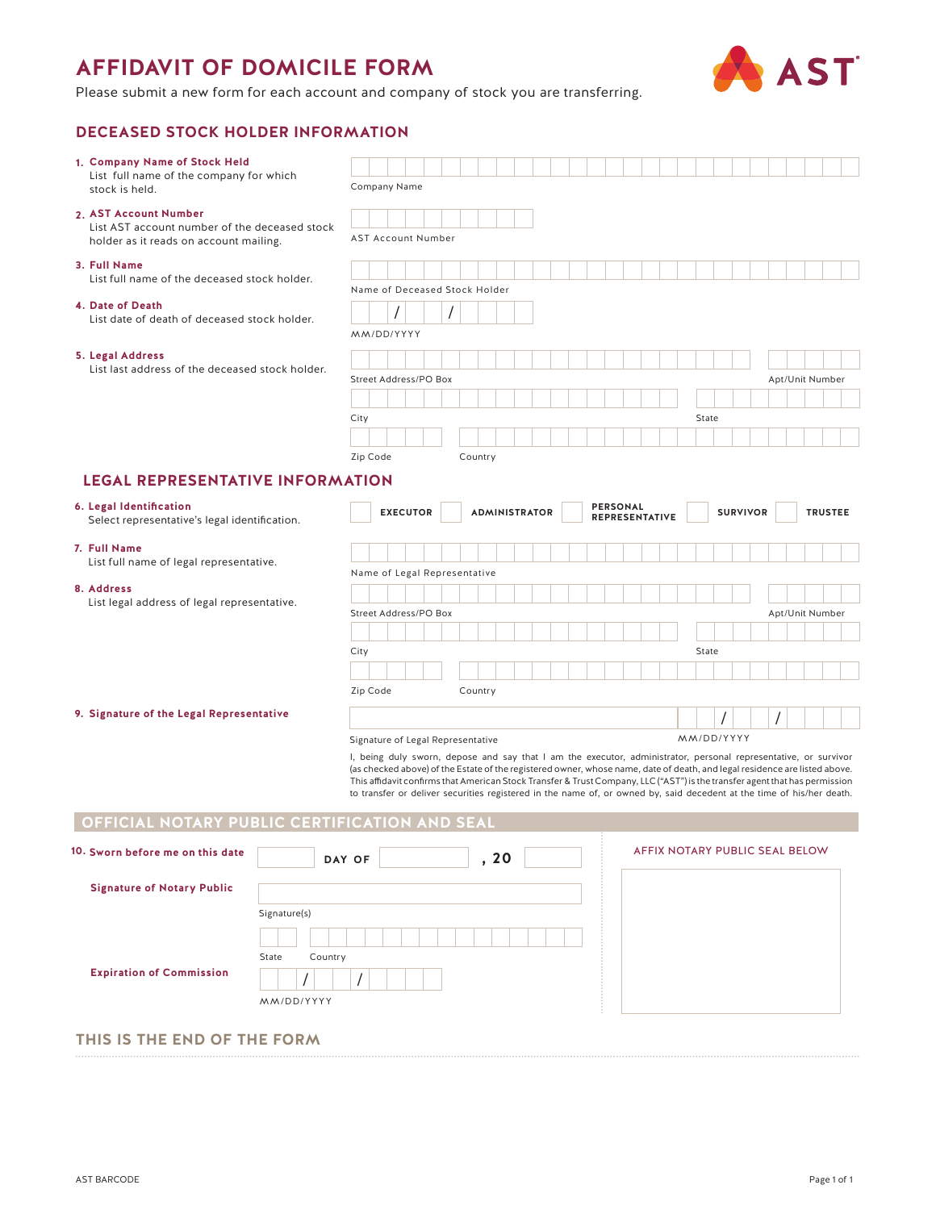# AFFIDAVIT OF DOMICILE FORM

Please submit a new form for each account and company of stock you are transferring.

AST

## DECEASED STOCK HOLDER INFORMATION

**1. Company Name of Stock Held**
List full name of the company for which stock is held.

Company Name

**2. AST Account Number**
List AST account number of the deceased stock holder as it reads on account mailing.

AST Account Number

**3. Full Name**
List full name of the deceased stock holder.

Name of Deceased Stock Holder

**4. Date of Death**
List date of death of deceased stock holder.

/ /

MM/DD/YYYY

**5. Legal Address**
List last address of the deceased stock holder.

Street Address/PO Box | Apt/Unit Number

City | State

Zip Code | Country

## LEGAL REPRESENTATIVE INFORMATION

**6. Legal Identification**
Select representative's legal identification.

☐ EXECUTOR ☐ ADMINISTRATOR ☐ PERSONAL REPRESENTATIVE ☐ SURVIVOR ☐ TRUSTEE

**7. Full Name**
List full name of legal representative.

Name of Legal Representative

**8. Address**
List legal address of legal representative.

Street Address/PO Box | Apt/Unit Number

City | State

Zip Code | Country

**9. Signature of the Legal Representative**

Signature of Legal Representative | / / MM/DD/YYYY

I, being duly sworn, depose and say that I am the executor, administrator, personal representative, or survivor (as checked above) of the Estate of the registered owner, whose name, date of death, and legal residence are listed above. This affidavit confirms that American Stock Transfer & Trust Company, LLC ("AST") is the transfer agent that has permission to transfer or deliver securities registered in the name of, or owned by, said decedent at the time of his/her death.

## OFFICIAL NOTARY PUBLIC CERTIFICATION AND SEAL

**10. Sworn before me on this date** ______ DAY OF ______ , 20 ______

**Signature of Notary Public**

Signature(s)

State | Country

**Expiration of Commission**

/ /

MM/DD/YYYY

AFFIX NOTARY PUBLIC SEAL BELOW

## THIS IS THE END OF THE FORM

AST BARCODE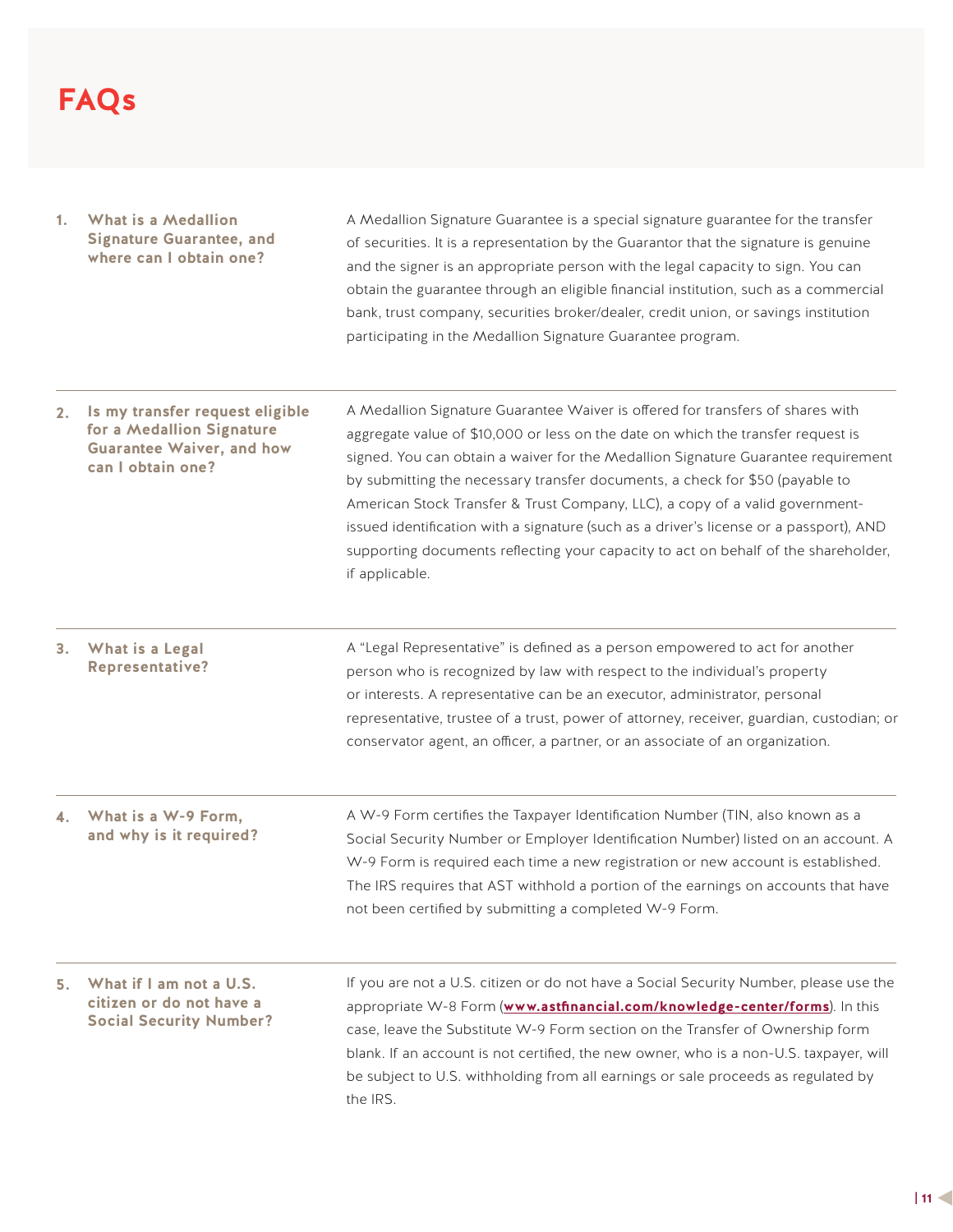# FAQs

### 1. What is a Medallion Signature Guarantee, and where can I obtain one?

A Medallion Signature Guarantee is a special signature guarantee for the transfer of securities. It is a representation by the Guarantor that the signature is genuine and the signer is an appropriate person with the legal capacity to sign. You can obtain the guarantee through an eligible financial institution, such as a commercial bank, trust company, securities broker/dealer, credit union, or savings institution participating in the Medallion Signature Guarantee program.

### 2. Is my transfer request eligible for a Medallion Signature Guarantee Waiver, and how can I obtain one?

A Medallion Signature Guarantee Waiver is offered for transfers of shares with aggregate value of $10,000 or less on the date on which the transfer request is signed. You can obtain a waiver for the Medallion Signature Guarantee requirement by submitting the necessary transfer documents, a check for $50 (payable to American Stock Transfer & Trust Company, LLC), a copy of a valid government-issued identification with a signature (such as a driver's license or a passport), AND supporting documents reflecting your capacity to act on behalf of the shareholder, if applicable.

### 3. What is a Legal Representative?

A "Legal Representative" is defined as a person empowered to act for another person who is recognized by law with respect to the individual's property or interests. A representative can be an executor, administrator, personal representative, trustee of a trust, power of attorney, receiver, guardian, custodian; or conservator agent, an officer, a partner, or an associate of an organization.

### 4. What is a W-9 Form, and why is it required?

A W-9 Form certifies the Taxpayer Identification Number (TIN, also known as a Social Security Number or Employer Identification Number) listed on an account. A W-9 Form is required each time a new registration or new account is established. The IRS requires that AST withhold a portion of the earnings on accounts that have not been certified by submitting a completed W-9 Form.

### 5. What if I am not a U.S. citizen or do not have a Social Security Number?

If you are not a U.S. citizen or do not have a Social Security Number, please use the appropriate W-8 Form (**www.astfinancial.com/knowledge-center/forms**). In this case, leave the Substitute W-9 Form section on the Transfer of Ownership form blank. If an account is not certified, the new owner, who is a non-U.S. taxpayer, will be subject to U.S. withholding from all earnings or sale proceeds as regulated by the IRS.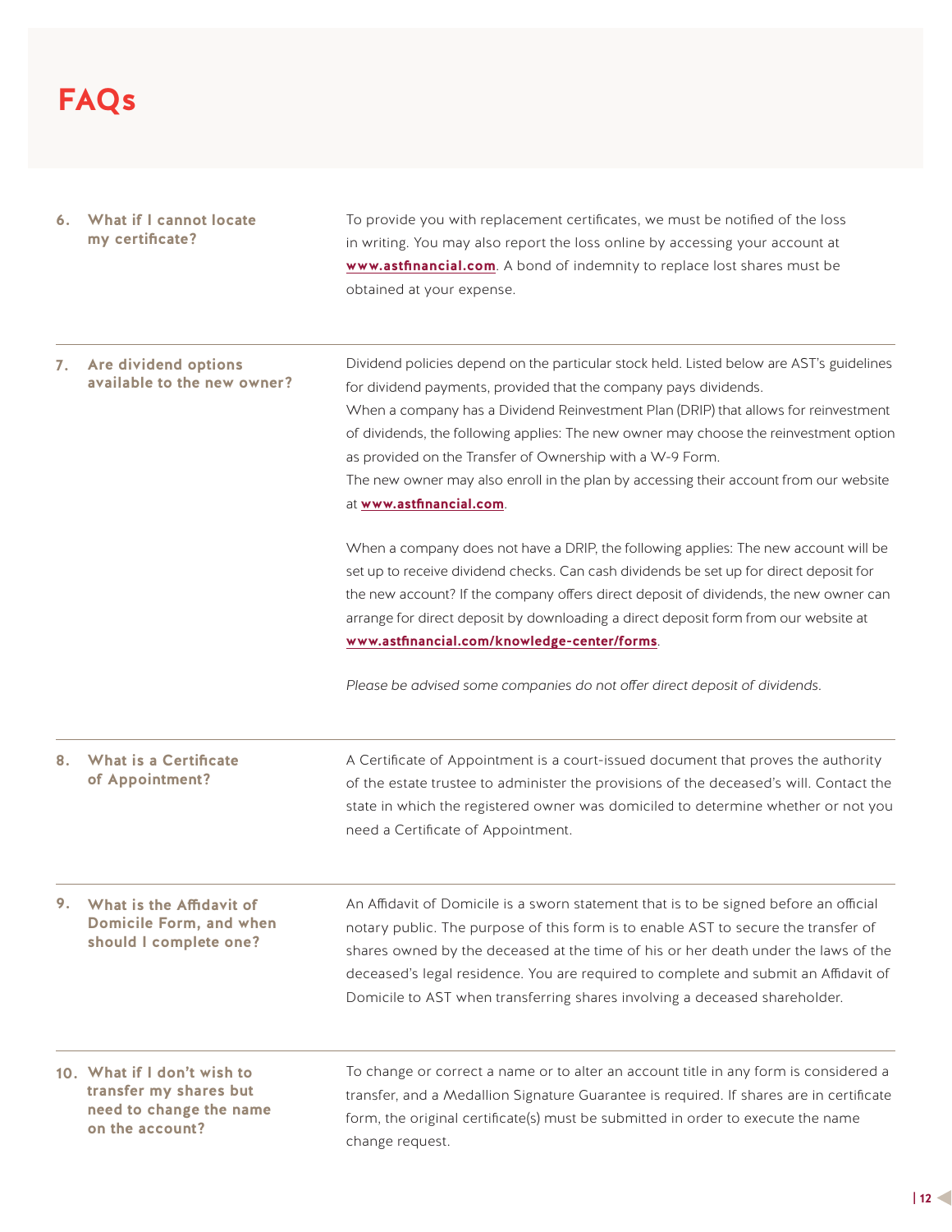# FAQs

### 6. What if I cannot locate my certificate?

To provide you with replacement certificates, we must be notified of the loss in writing. You may also report the loss online by accessing your account at **www.astfinancial.com**. A bond of indemnity to replace lost shares must be obtained at your expense.

### 7. Are dividend options available to the new owner?

Dividend policies depend on the particular stock held. Listed below are AST's guidelines for dividend payments, provided that the company pays dividends.
When a company has a Dividend Reinvestment Plan (DRIP) that allows for reinvestment of dividends, the following applies: The new owner may choose the reinvestment option as provided on the Transfer of Ownership with a W-9 Form.
The new owner may also enroll in the plan by accessing their account from our website at **www.astfinancial.com**.

When a company does not have a DRIP, the following applies: The new account will be set up to receive dividend checks. Can cash dividends be set up for direct deposit for the new account? If the company offers direct deposit of dividends, the new owner can arrange for direct deposit by downloading a direct deposit form from our website at **www.astfinancial.com/knowledge-center/forms**.

*Please be advised some companies do not offer direct deposit of dividends.*

### 8. What is a Certificate of Appointment?

A Certificate of Appointment is a court-issued document that proves the authority of the estate trustee to administer the provisions of the deceased's will. Contact the state in which the registered owner was domiciled to determine whether or not you need a Certificate of Appointment.

### 9. What is the Affidavit of Domicile Form, and when should I complete one?

An Affidavit of Domicile is a sworn statement that is to be signed before an official notary public. The purpose of this form is to enable AST to secure the transfer of shares owned by the deceased at the time of his or her death under the laws of the deceased's legal residence. You are required to complete and submit an Affidavit of Domicile to AST when transferring shares involving a deceased shareholder.

### 10. What if I don't wish to transfer my shares but need to change the name on the account?

To change or correct a name or to alter an account title in any form is considered a transfer, and a Medallion Signature Guarantee is required. If shares are in certificate form, the original certificate(s) must be submitted in order to execute the name change request.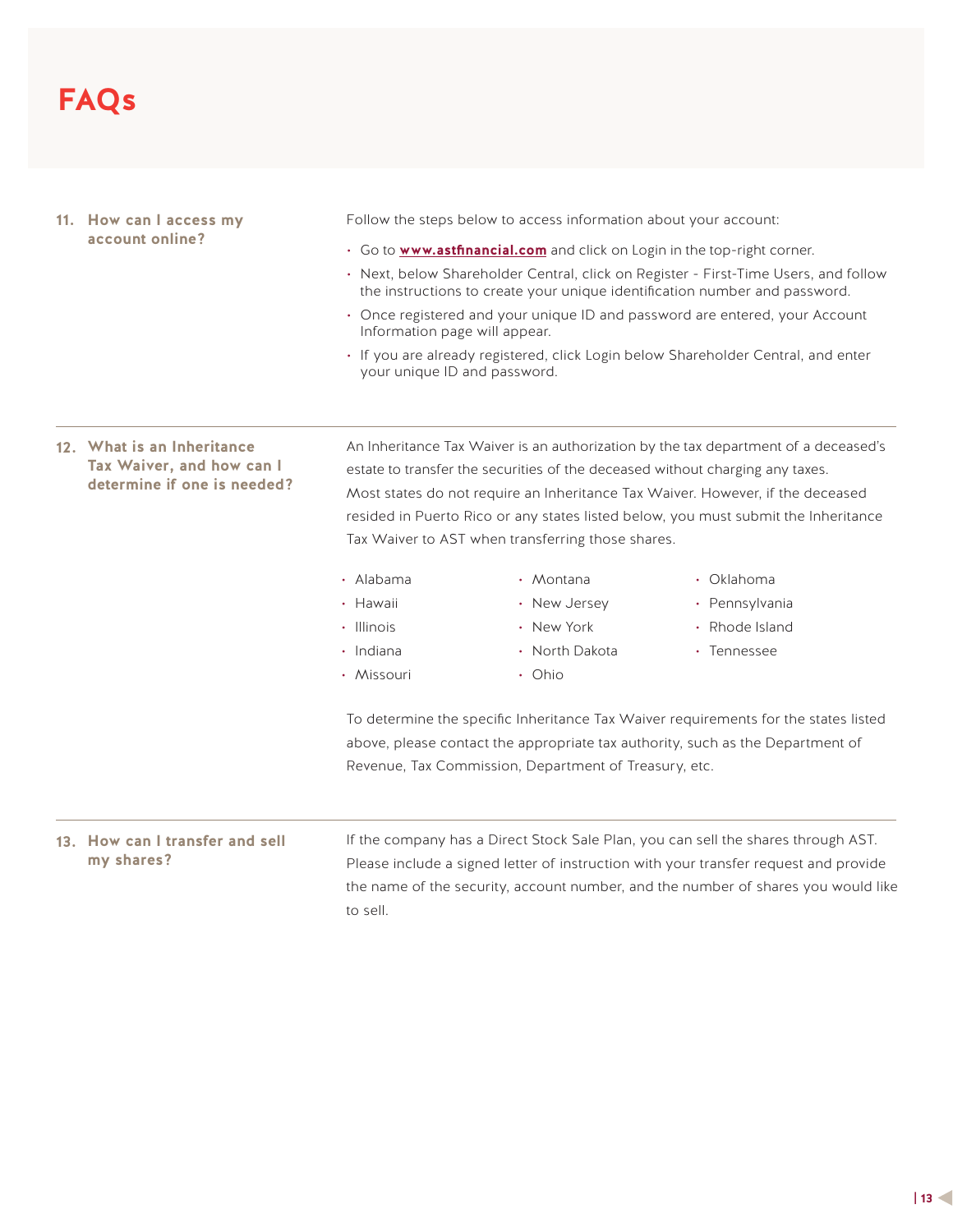# FAQs

**11. How can I access my account online?**

Follow the steps below to access information about your account:

- Go to **www.astfinancial.com** and click on Login in the top-right corner.
- Next, below Shareholder Central, click on Register - First-Time Users, and follow the instructions to create your unique identification number and password.
- Once registered and your unique ID and password are entered, your Account Information page will appear.
- If you are already registered, click Login below Shareholder Central, and enter your unique ID and password.

**12. What is an Inheritance Tax Waiver, and how can I determine if one is needed?**

An Inheritance Tax Waiver is an authorization by the tax department of a deceased's estate to transfer the securities of the deceased without charging any taxes. Most states do not require an Inheritance Tax Waiver. However, if the deceased resided in Puerto Rico or any states listed below, you must submit the Inheritance Tax Waiver to AST when transferring those shares.

- Alabama
- Hawaii
- Illinois
- Indiana
- Missouri
- Montana
- New Jersey
- New York
- North Dakota
- Ohio
- Oklahoma
- Pennsylvania
- Rhode Island
- Tennessee

To determine the specific Inheritance Tax Waiver requirements for the states listed above, please contact the appropriate tax authority, such as the Department of Revenue, Tax Commission, Department of Treasury, etc.

**13. How can I transfer and sell my shares?**

If the company has a Direct Stock Sale Plan, you can sell the shares through AST. Please include a signed letter of instruction with your transfer request and provide the name of the security, account number, and the number of shares you would like to sell.